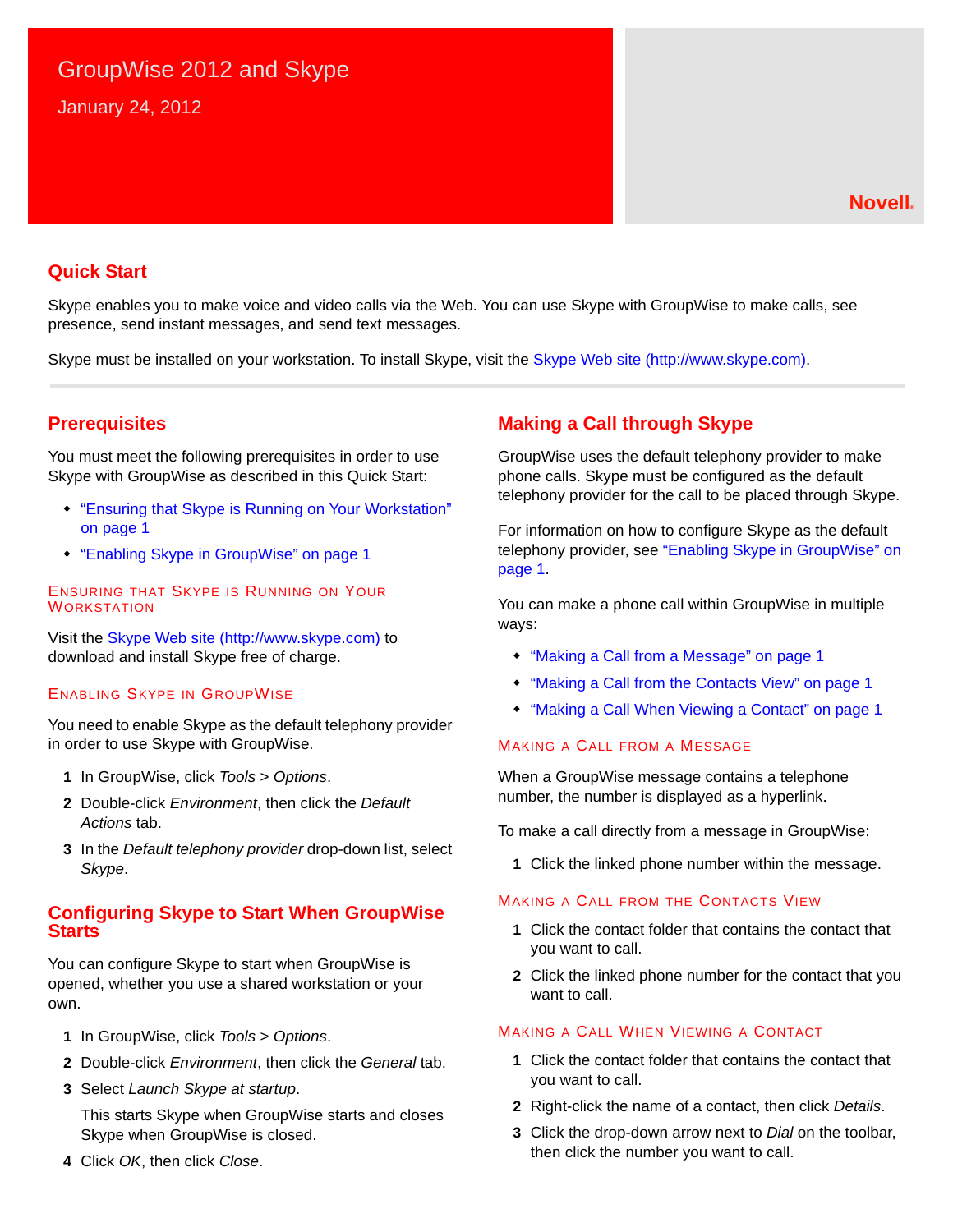# GroupWise 2012 and Skype

January 24, 2012

Novell®

## Quick Start

Skype enables you to make voice and video calls via the Web. You can use Skype with GroupWise to make calls, see presence, send instant messages, and send text messages.

Skype must be installed on your workstation. To install Skype, visit the Skype Web site (http://www.skype.com).

---

## Prerequisites

You must meet the following prerequisites in order to use Skype with GroupWise as described in this Quick Start:

- "Ensuring that Skype is Running on Your Workstation" on page 1
- "Enabling Skype in GroupWise" on page 1

### Ensuring that Skype is Running on Your Workstation

Visit the Skype Web site (http://www.skype.com) to download and install Skype free of charge.

### Enabling Skype in GroupWise

You need to enable Skype as the default telephony provider in order to use Skype with GroupWise.

1. In GroupWise, click *Tools* > *Options*.
2. Double-click *Environment*, then click the *Default Actions* tab.
3. In the *Default telephony provider* drop-down list, select *Skype*.

## Configuring Skype to Start When GroupWise Starts

You can configure Skype to start when GroupWise is opened, whether you use a shared workstation or your own.

1. In GroupWise, click *Tools* > *Options*.
2. Double-click *Environment*, then click the *General* tab.
3. Select *Launch Skype at startup*.

   This starts Skype when GroupWise starts and closes Skype when GroupWise is closed.
4. Click *OK*, then click *Close*.

## Making a Call through Skype

GroupWise uses the default telephony provider to make phone calls. Skype must be configured as the default telephony provider for the call to be placed through Skype.

For information on how to configure Skype as the default telephony provider, see "Enabling Skype in GroupWise" on page 1.

You can make a phone call within GroupWise in multiple ways:

- "Making a Call from a Message" on page 1
- "Making a Call from the Contacts View" on page 1
- "Making a Call When Viewing a Contact" on page 1

### Making a Call from a Message

When a GroupWise message contains a telephone number, the number is displayed as a hyperlink.

To make a call directly from a message in GroupWise:

1. Click the linked phone number within the message.

### Making a Call from the Contacts View

1. Click the contact folder that contains the contact that you want to call.
2. Click the linked phone number for the contact that you want to call.

### Making a Call When Viewing a Contact

1. Click the contact folder that contains the contact that you want to call.
2. Right-click the name of a contact, then click *Details*.
3. Click the drop-down arrow next to *Dial* on the toolbar, then click the number you want to call.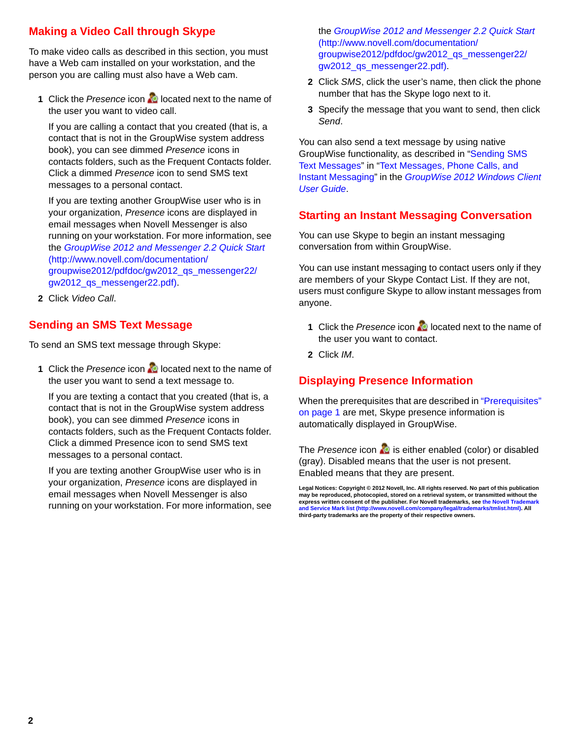## Making a Video Call through Skype

To make video calls as described in this section, you must have a Web cam installed on your workstation, and the person you are calling must also have a Web cam.

1. Click the *Presence* icon located next to the name of the user you want to video call.

   If you are calling a contact that you created (that is, a contact that is not in the GroupWise system address book), you can see dimmed *Presence* icons in contacts folders, such as the Frequent Contacts folder. Click a dimmed *Presence* icon to send SMS text messages to a personal contact.

   If you are texting another GroupWise user who is in your organization, *Presence* icons are displayed in email messages when Novell Messenger is also running on your workstation. For more information, see the *GroupWise 2012 and Messenger 2.2 Quick Start* (http://www.novell.com/documentation/groupwise2012/pdfdoc/gw2012_qs_messenger22/gw2012_qs_messenger22.pdf).

2. Click *Video Call*.

## Sending an SMS Text Message

To send an SMS text message through Skype:

1. Click the *Presence* icon located next to the name of the user you want to send a text message to.

   If you are texting a contact that you created (that is, a contact that is not in the GroupWise system address book), you can see dimmed *Presence* icons in contacts folders, such as the Frequent Contacts folder. Click a dimmed Presence icon to send SMS text messages to a personal contact.

   If you are texting another GroupWise user who is in your organization, *Presence* icons are displayed in email messages when Novell Messenger is also running on your workstation. For more information, see the *GroupWise 2012 and Messenger 2.2 Quick Start* (http://www.novell.com/documentation/groupwise2012/pdfdoc/gw2012_qs_messenger22/gw2012_qs_messenger22.pdf).

2. Click *SMS*, click the user's name, then click the phone number that has the Skype logo next to it.
3. Specify the message that you want to send, then click *Send*.

You can also send a text message by using native GroupWise functionality, as described in "Sending SMS Text Messages" in "Text Messages, Phone Calls, and Instant Messaging" in the *GroupWise 2012 Windows Client User Guide*.

## Starting an Instant Messaging Conversation

You can use Skype to begin an instant messaging conversation from within GroupWise.

You can use instant messaging to contact users only if they are members of your Skype Contact List. If they are not, users must configure Skype to allow instant messages from anyone.

1. Click the *Presence* icon located next to the name of the user you want to contact.
2. Click *IM*.

## Displaying Presence Information

When the prerequisites that are described in "Prerequisites" on page 1 are met, Skype presence information is automatically displayed in GroupWise.

The *Presence* icon is either enabled (color) or disabled (gray). Disabled means that the user is not present. Enabled means that they are present.

**Legal Notices: Copyright © 2012 Novell, Inc. All rights reserved. No part of this publication may be reproduced, photocopied, stored on a retrieval system, or transmitted without the express written consent of the publisher. For Novell trademarks, see the Novell Trademark and Service Mark list (http://www.novell.com/company/legal/trademarks/tmlist.html). All third-party trademarks are the property of their respective owners.**